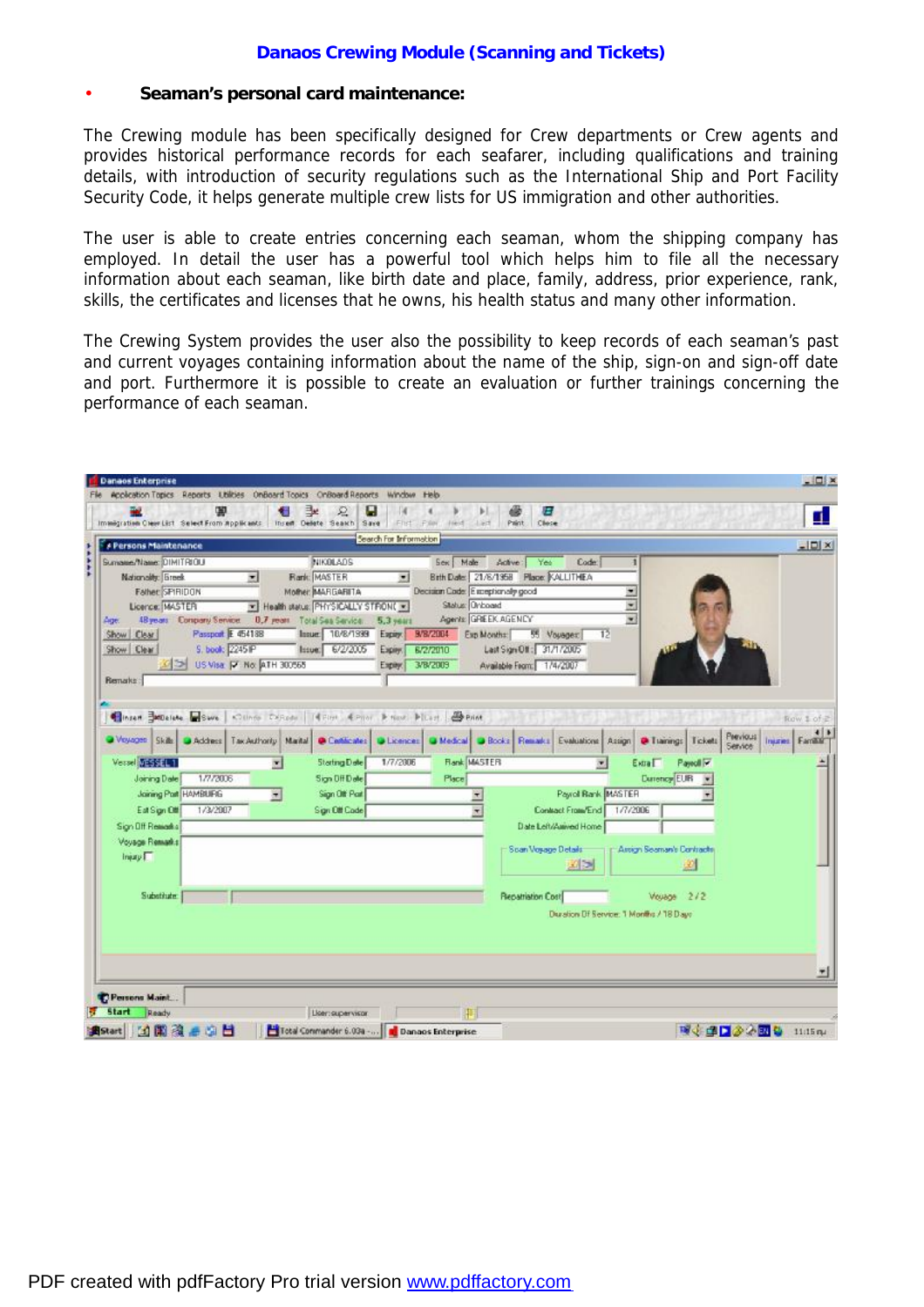# Danaos Crewing Module (Scanning and Tickets)

- **Seaman's personal card maintenance:**

The Crewing module has been specifically designed for Crew departments or Crew agents and provides historical performance records for each seafarer, including qualifications and training details, with introduction of security regulations such as the International Ship and Port Facility Security Code, it helps generate multiple crew lists for US immigration and other authorities.

The user is able to create entries concerning each seaman, whom the shipping company has employed. In detail the user has a powerful tool which helps him to file all the necessary information about each seaman, like birth date and place, family, address, prior experience, rank, skills, the certificates and licenses that he owns, his health status and many other information.

The Crewing System provides the user also the possibility to keep records of each seaman's past and current voyages containing information about the name of the ship, sign-on and sign-off date and port. Furthermore it is possible to create an evaluation or further trainings concerning the performance of each seaman.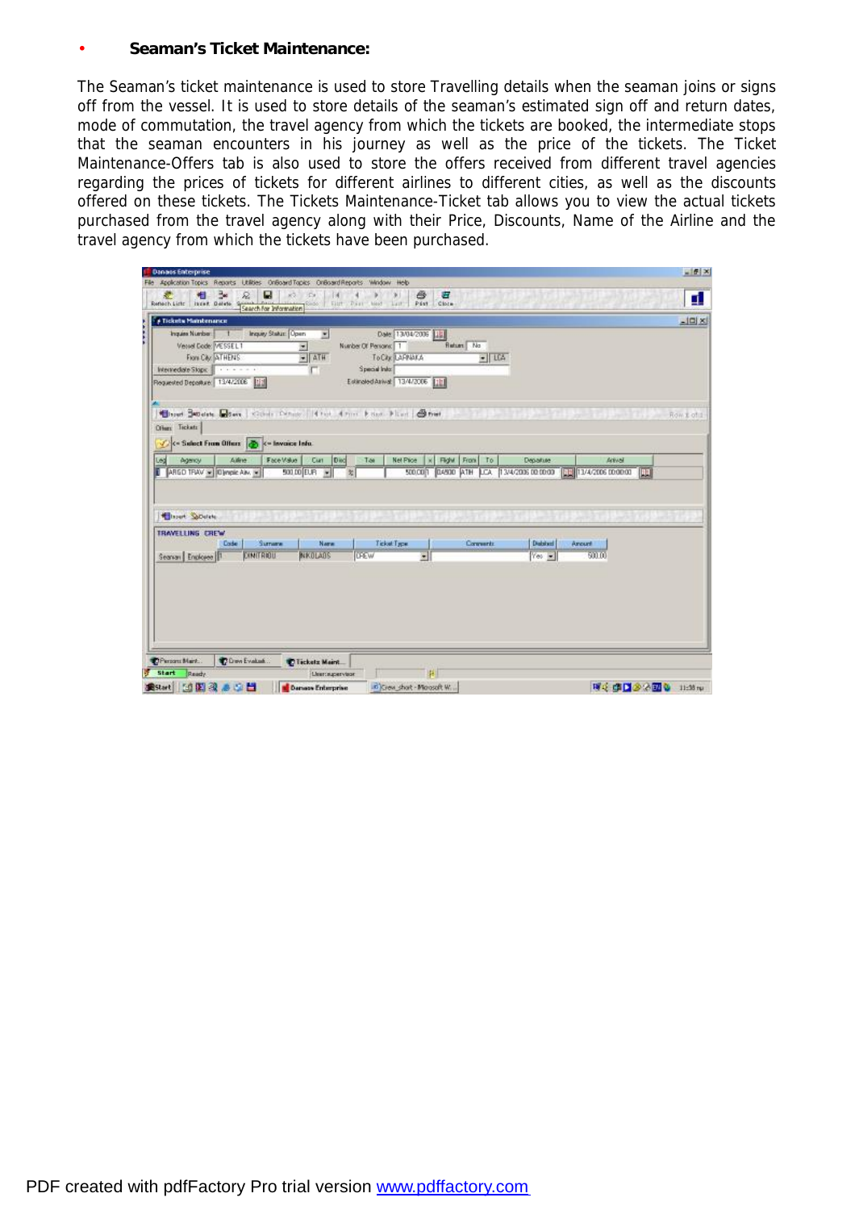- **Seaman's Ticket Maintenance:**

The Seaman's ticket maintenance is used to store Travelling details when the seaman joins or signs off from the vessel. It is used to store details of the seaman's estimated sign off and return dates, mode of commutation, the travel agency from which the tickets are booked, the intermediate stops that the seaman encounters in his journey as well as the price of the tickets. The Ticket Maintenance-Offers tab is also used to store the offers received from different travel agencies regarding the prices of tickets for different airlines to different cities, as well as the discounts offered on these tickets. The Tickets Maintenance-Ticket tab allows you to view the actual tickets purchased from the travel agency along with their Price, Discounts, Name of the Airline and the travel agency from which the tickets have been purchased.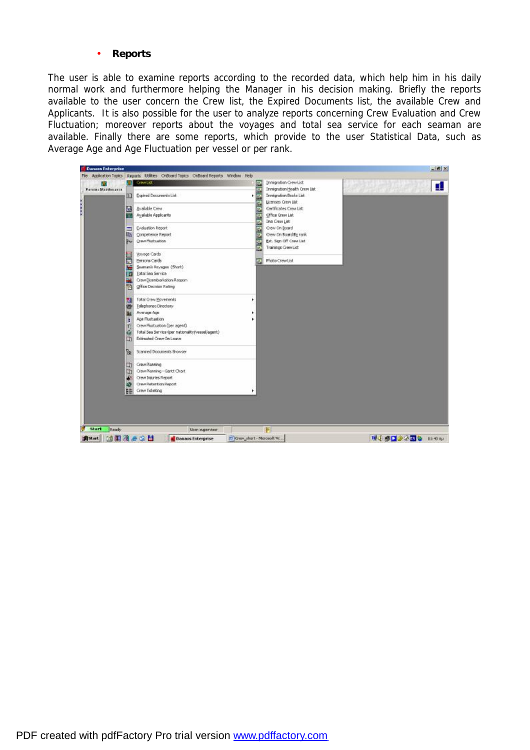- **Reports**

The user is able to examine reports according to the recorded data, which help him in his daily normal work and furthermore helping the Manager in his decision making. Briefly the reports available to the user concern the Crew list, the Expired Documents list, the available Crew and Applicants. It is also possible for the user to analyze reports concerning Crew Evaluation and Crew Fluctuation; moreover reports about the voyages and total sea service for each seaman are available. Finally there are some reports, which provide to the user Statistical Data, such as Average Age and Age Fluctuation per vessel or per rank.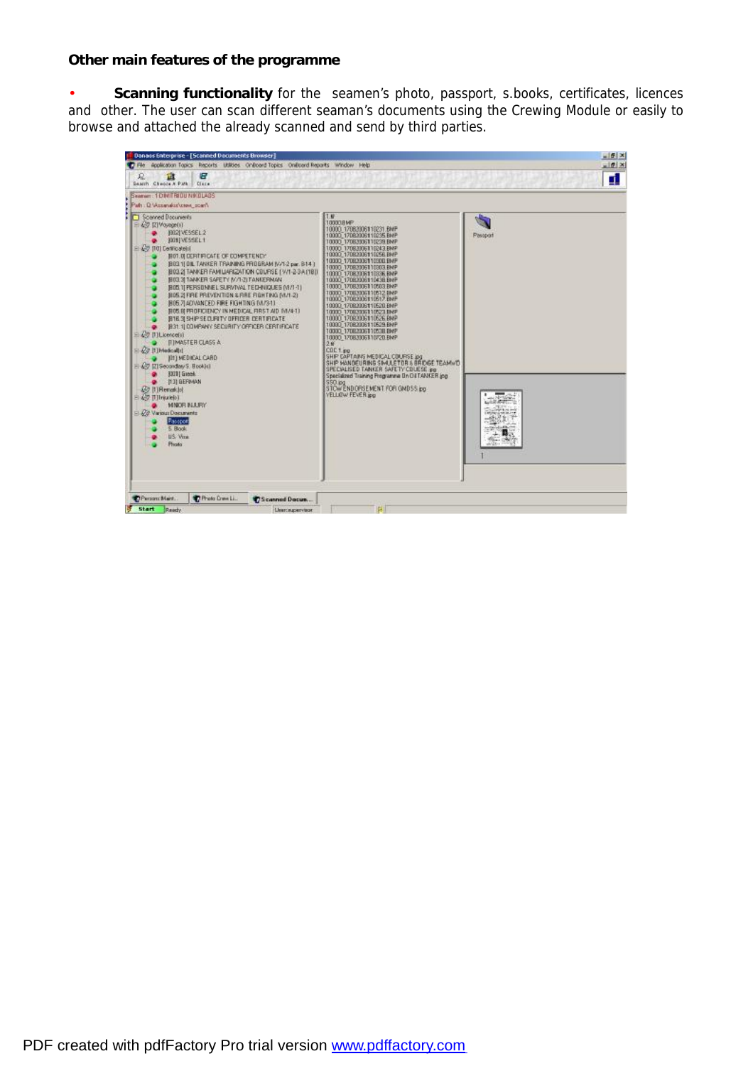**Other main features of the programme**

- **Scanning functionality** for the seamen's photo, passport, s.books, certificates, licences and other. The user can scan different seaman's documents using the Crewing Module or easily to browse and attached the already scanned and send by third parties.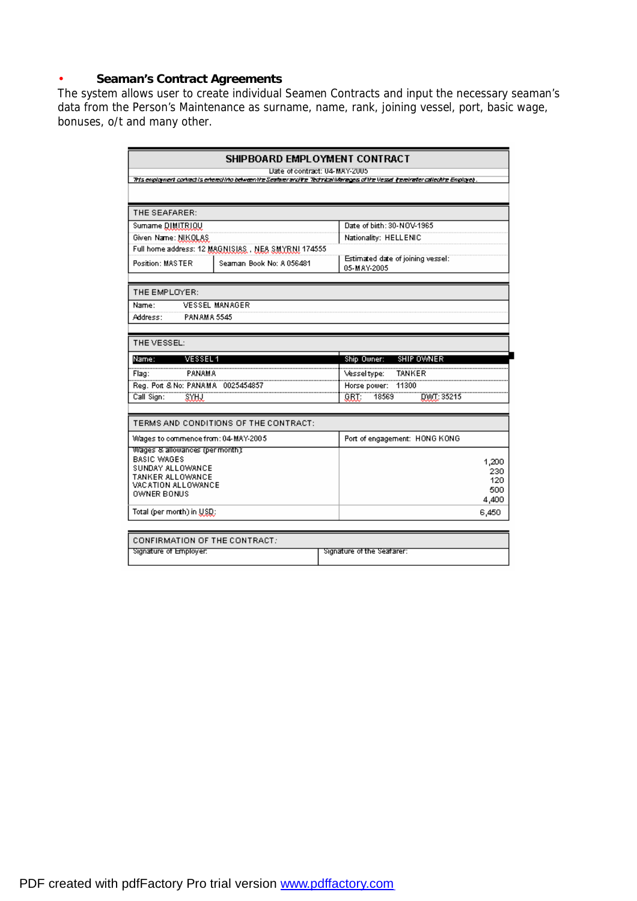- **Seaman's Contract Agreements**

The system allows user to create individual Seamen Contracts and input the necessary seaman's data from the Person's Maintenance as surname, name, rank, joining vessel, port, basic wage, bonuses, o/t and many other.

## SHIPBOARD EMPLOYMENT CONTRACT

Date of contract: 04-MAY-2005

*This employment contract is entered into between the Seafarer and the Technical Managers of the Vessel (hereinafter called the Employer).*

**THE SEAFARER:**

| | | |
|---|---|---|
| Surname DIMITRIOU | | Date of birth: 30-NOV-1965 |
| Given Name: NIKOLAS | | Nationality: HELLENIC |
| Full home address: 12 MAGNISIAS , NEA SMYRNI 174555 | | |
| Position: MASTER | Seaman Book No: A 056481 | Estimated date of joining vessel: 05-MAY-2005 |

**THE EMPLOYER:**

| | |
|---|---|
| Name: | VESSEL MANAGER |
| Address: | PANAMA 5545 |

**THE VESSEL:**

| | |
|---|---|
| Name: VESSEL 1 | Ship Owner: SHIP OWNER |
| Flag: PANAMA | Vessel type: TANKER |
| Reg. Port & No: PANAMA 0025454857 | Horse power: 11300 |
| Call Sign: SYHJ | GRT: 18569 DWT: 35215 |

**TERMS AND CONDITIONS OF THE CONTRACT:**

| | |
|---|---|
| Wages to commence from: 04-MAY-2005 | Port of engagement: HONG KONG |
| Wages & allowances (per month): | |
| BASIC WAGES | 1,200 |
| SUNDAY ALLOWANCE | 230 |
| TANKER ALLOWANCE | 120 |
| VACATION ALLOWANCE | 500 |
| OWNER BONUS | 4,400 |
| Total (per month) in USD: | 6,450 |

**CONFIRMATION OF THE CONTRACT:**

| | |
|---|---|
| Signature of Employer: | Signature of the Seafarer: |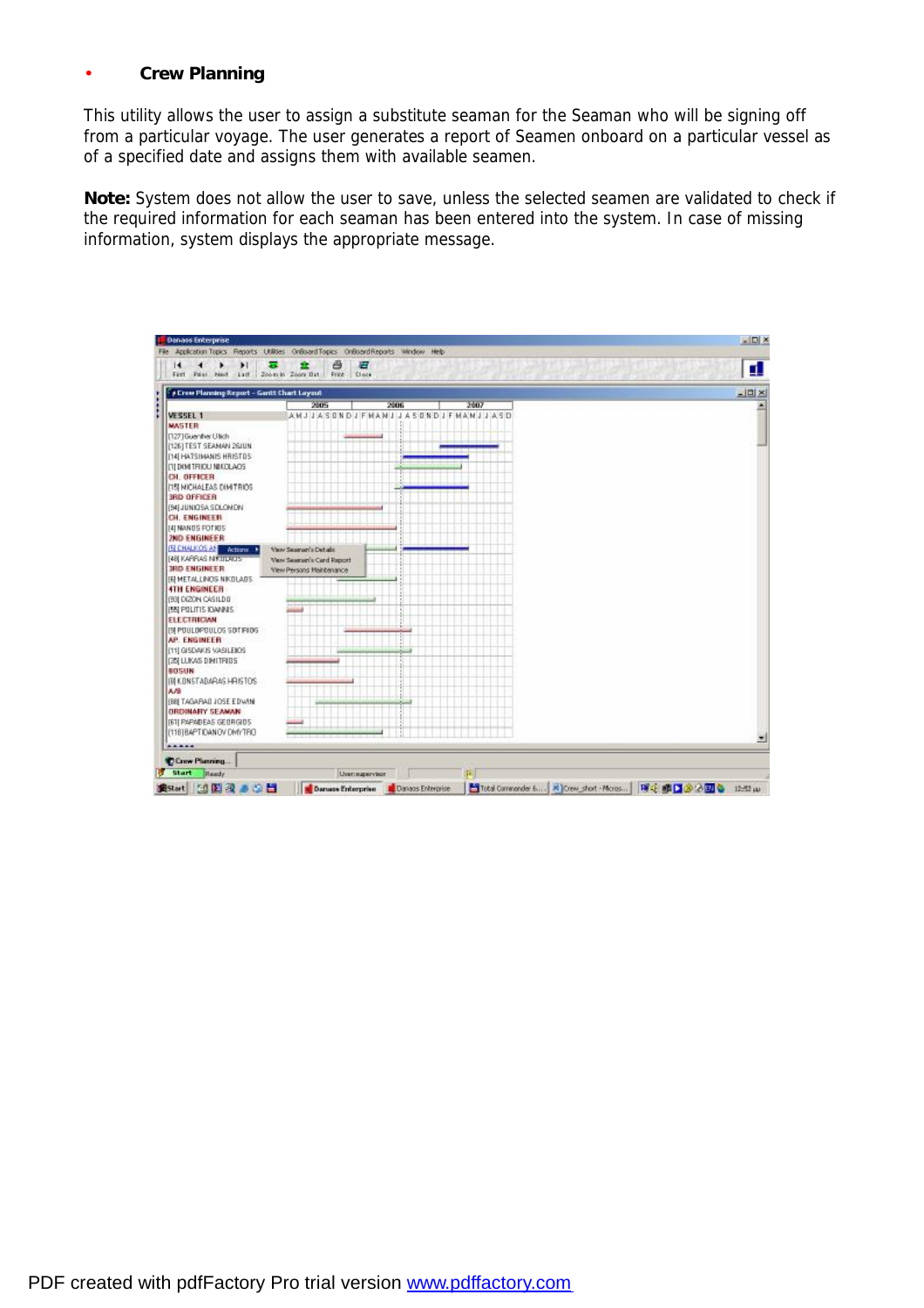- **Crew Planning**

This utility allows the user to assign a substitute seaman for the Seaman who will be signing off from a particular voyage. The user generates a report of Seamen onboard on a particular vessel as of a specified date and assigns them with available seamen.

**Note:** System does not allow the user to save, unless the selected seamen are validated to check if the required information for each seaman has been entered into the system. In case of missing information, system displays the appropriate message.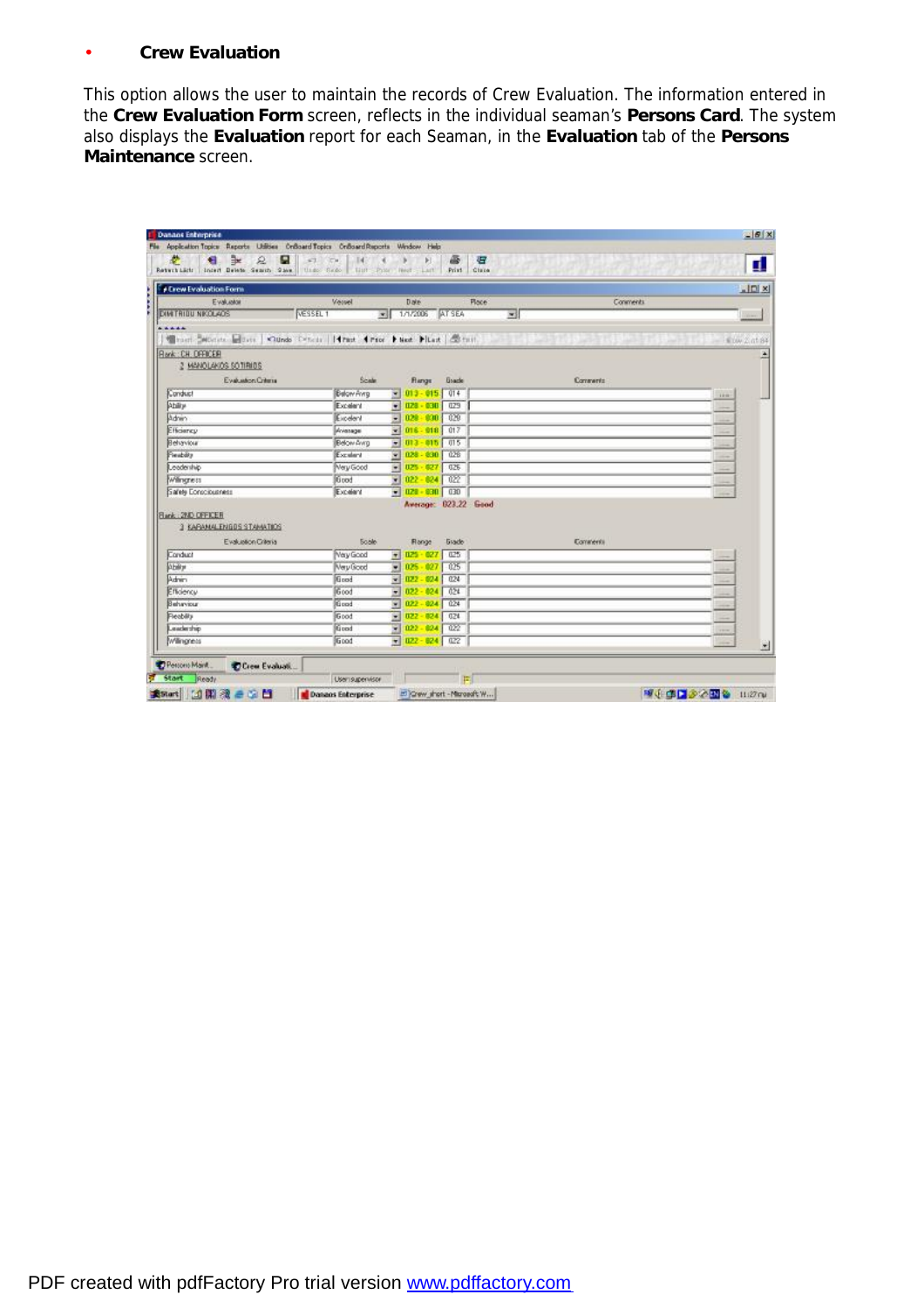- **Crew Evaluation**

This option allows the user to maintain the records of Crew Evaluation. The information entered in the **Crew Evaluation Form** screen, reflects in the individual seaman's **Persons Card**. The system also displays the **Evaluation** report for each Seaman, in the **Evaluation** tab of the **Persons Maintenance** screen.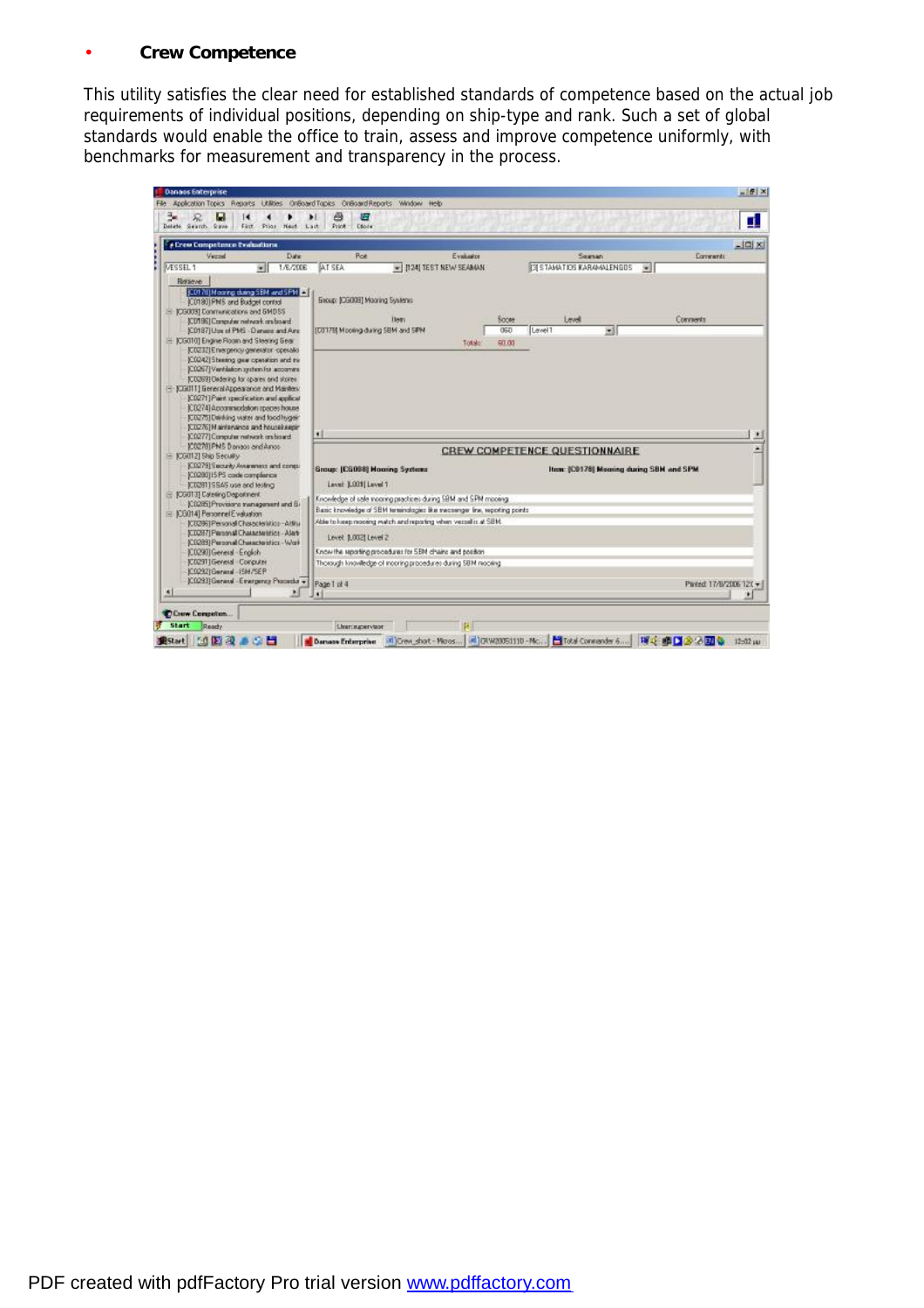- **Crew Competence**

This utility satisfies the clear need for established standards of competence based on the actual job requirements of individual positions, depending on ship-type and rank. Such a set of global standards would enable the office to train, assess and improve competence uniformly, with benchmarks for measurement and transparency in the process.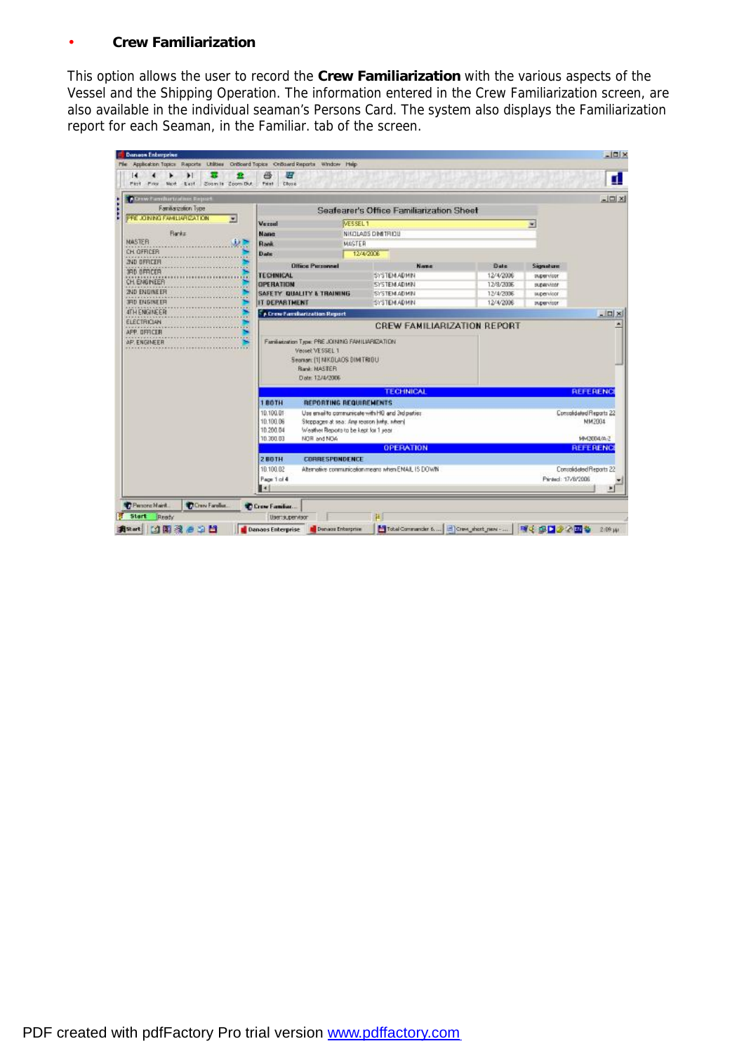- **Crew Familiarization**

This option allows the user to record the **Crew Familiarization** with the various aspects of the Vessel and the Shipping Operation. The information entered in the Crew Familiarization screen, are also available in the individual seaman's Persons Card. The system also displays the Familiarization report for each Seaman, in the Familiar. tab of the screen.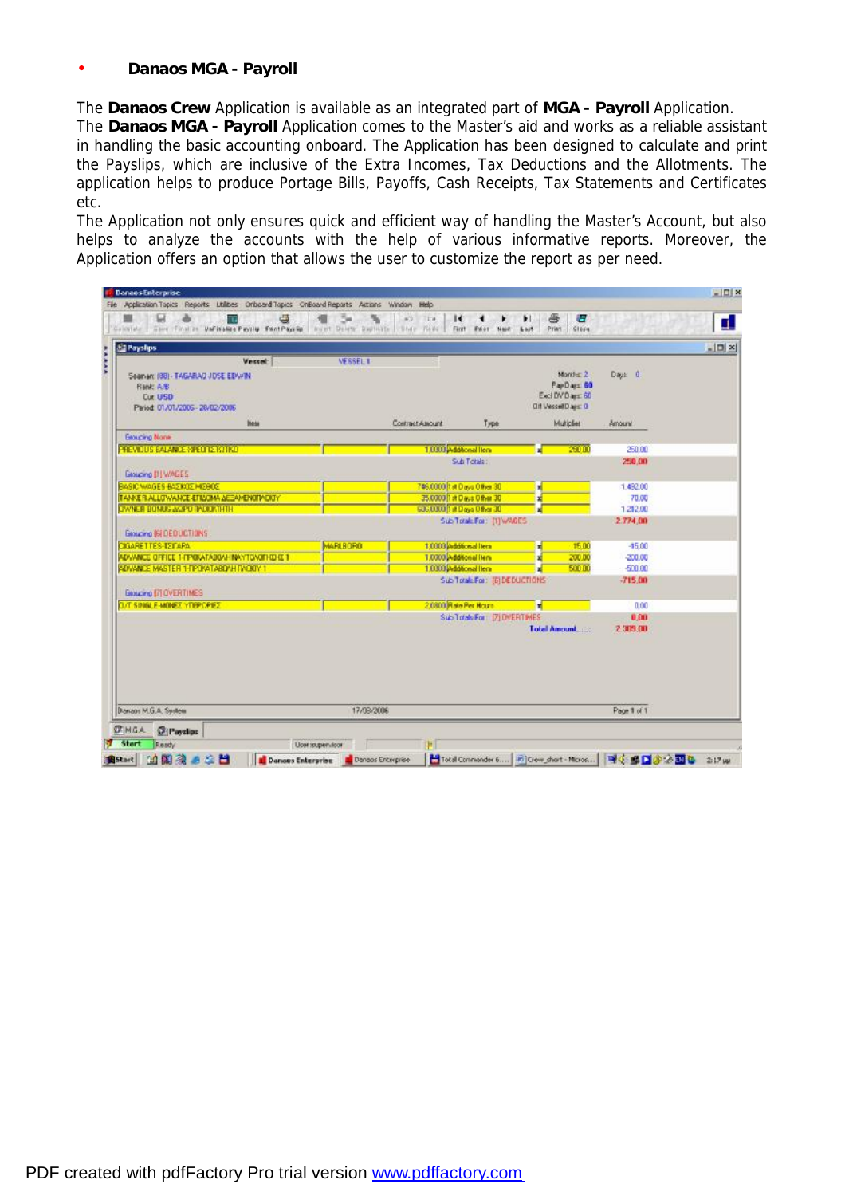- **Danaos MGA - Payroll**

The **Danaos Crew** Application is available as an integrated part of **MGA - Payroll** Application.
The **Danaos MGA - Payroll** Application comes to the Master's aid and works as a reliable assistant in handling the basic accounting onboard. The Application has been designed to calculate and print the Payslips, which are inclusive of the Extra Incomes, Tax Deductions and the Allotments. The application helps to produce Portage Bills, Payoffs, Cash Receipts, Tax Statements and Certificates etc.
The Application not only ensures quick and efficient way of handling the Master's Account, but also helps to analyze the accounts with the help of various informative reports. Moreover, the Application offers an option that allows the user to customize the report as per need.